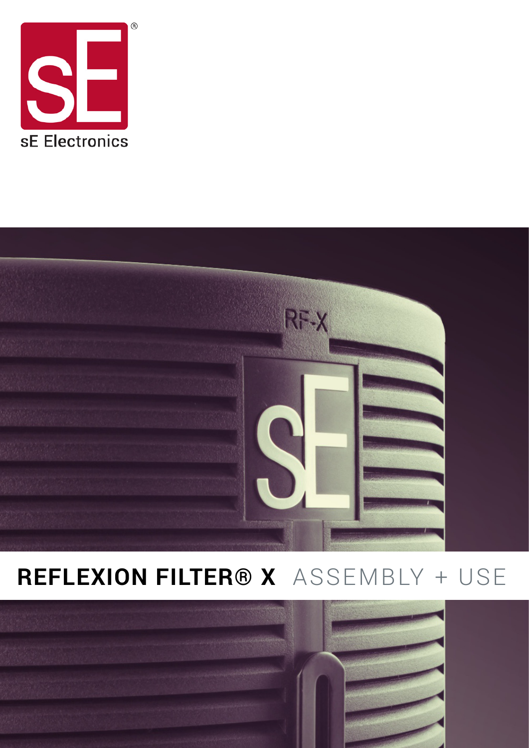sE Electronics

# REFLEXION FILTER® X ASSEMBLY + USE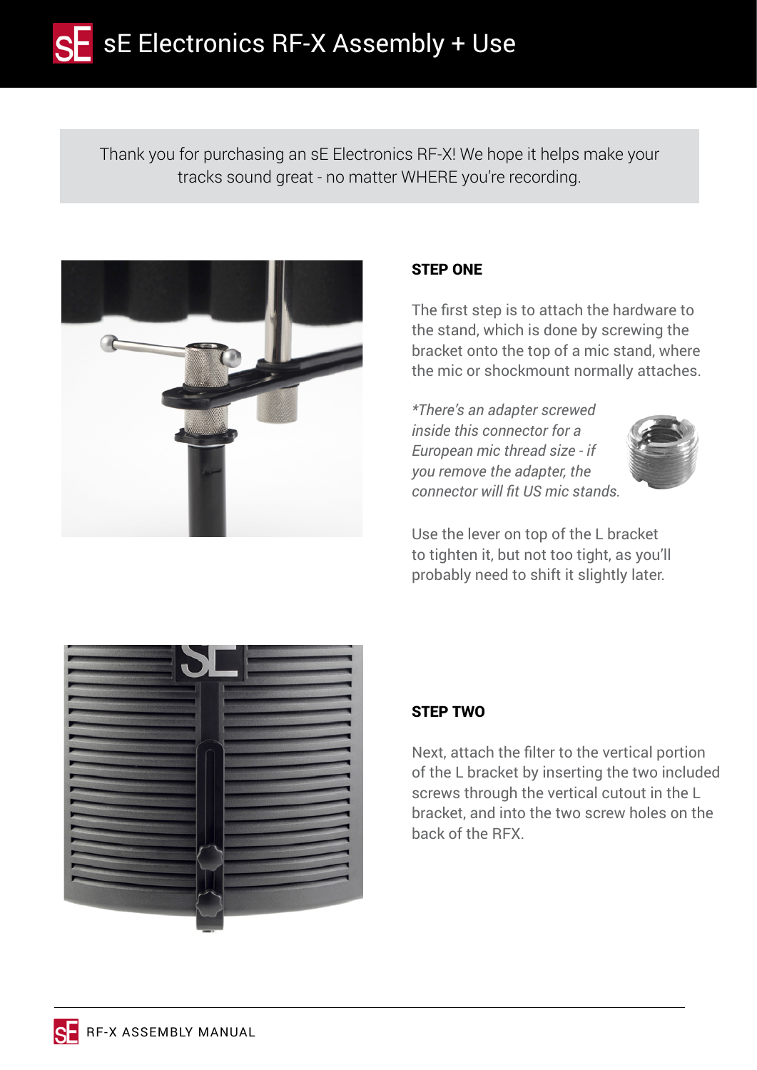# sE Electronics RF-X Assembly + Use

Thank you for purchasing an sE Electronics RF-X! We hope it helps make your tracks sound great - no matter WHERE you're recording.

**STEP ONE**

The first step is to attach the hardware to the stand, which is done by screwing the bracket onto the top of a mic stand, where the mic or shockmount normally attaches.

*\*There's an adapter screwed inside this connector for a European mic thread size - if you remove the adapter, the connector will fit US mic stands.*

Use the lever on top of the L bracket to tighten it, but not too tight, as you'll probably need to shift it slightly later.

**STEP TWO**

Next, attach the filter to the vertical portion of the L bracket by inserting the two included screws through the vertical cutout in the L bracket, and into the two screw holes on the back of the RFX.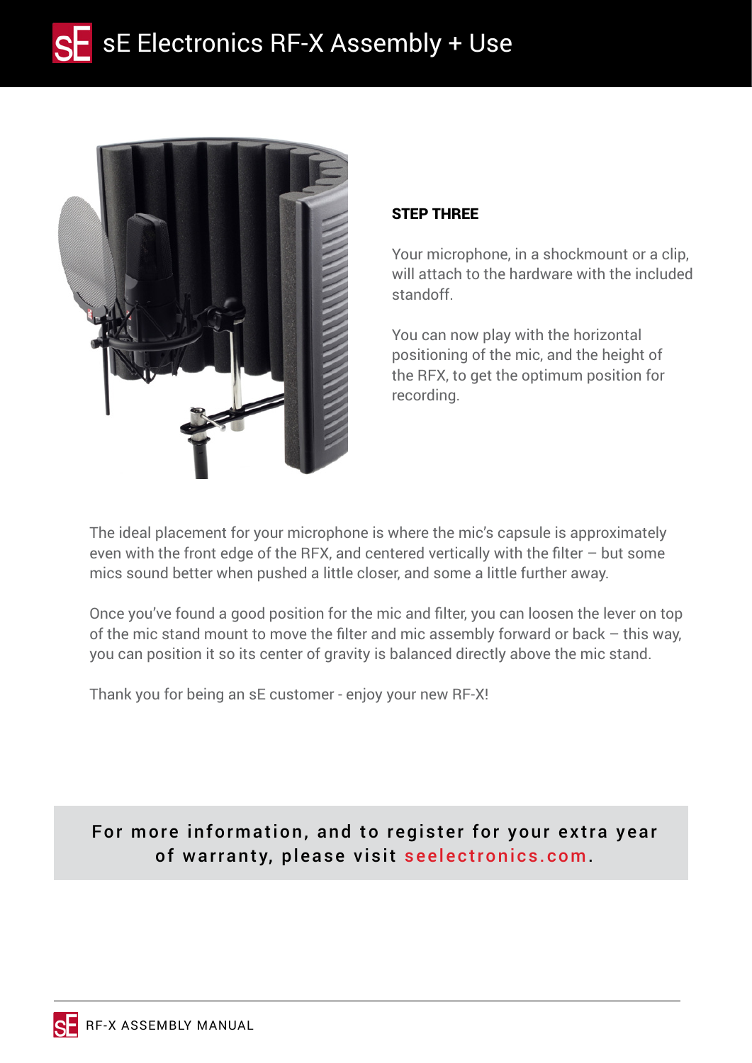# sE Electronics RF-X Assembly + Use

**STEP THREE**

Your microphone, in a shockmount or a clip, will attach to the hardware with the included standoff.

You can now play with the horizontal positioning of the mic, and the height of the RFX, to get the optimum position for recording.

The ideal placement for your microphone is where the mic's capsule is approximately even with the front edge of the RFX, and centered vertically with the filter – but some mics sound better when pushed a little closer, and some a little further away.

Once you've found a good position for the mic and filter, you can loosen the lever on top of the mic stand mount to move the filter and mic assembly forward or back – this way, you can position it so its center of gravity is balanced directly above the mic stand.

Thank you for being an sE customer - enjoy your new RF-X!

For more information, and to register for your extra year of warranty, please visit seelectronics.com.